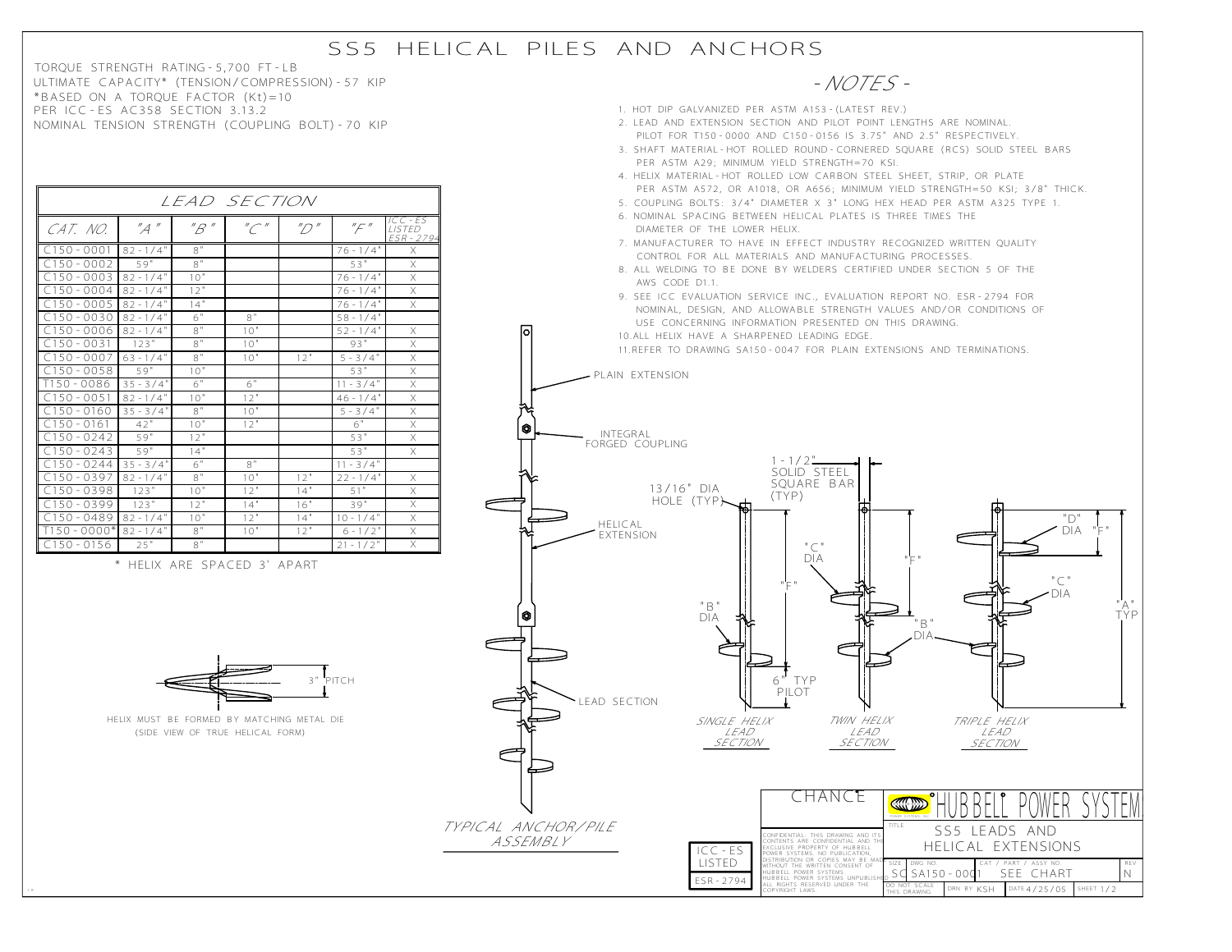# SS5 HELICAL PILES AND ANCHORS

TORQUE STRENGTH RATING - 5,700 FT - LB
ULTIMATE CAPACITY* (TENSION/COMPRESSION) - 57 KIP
*BASED ON A TORQUE FACTOR (Kt)=10
PER ICC - ES AC358 SECTION 3.13.2
NOMINAL TENSION STRENGTH (COUPLING BOLT) - 70 KIP

## LEAD SECTION

| CAT. NO. | "A" | "B" | "C" | "D" | "F" | ICC - ES LISTED ESR - 2794 |
|---|---|---|---|---|---|---|
| C150 - 0001 | 82 - 1/4" | 8" | | | 76 - 1/4" | X |
| C150 - 0002 | 59" | 8" | | | 53" | X |
| C150 - 0003 | 82 - 1/4" | 10" | | | 76 - 1/4" | X |
| C150 - 0004 | 82 - 1/4" | 12" | | | 76 - 1/4" | X |
| C150 - 0005 | 82 - 1/4" | 14" | | | 76 - 1/4" | X |
| C150 - 0030 | 82 - 1/4" | 6" | 8" | | 58 - 1/4" | |
| C150 - 0006 | 82 - 1/4" | 8" | 10" | | 52 - 1/4" | X |
| C150 - 0031 | 123" | 8" | 10" | | 93" | X |
| C150 - 0007 | 63 - 1/4" | 8" | 10" | 12" | 5 - 3/4" | X |
| C150 - 0058 | 59" | 10" | | | 53" | X |
| T150 - 0086 | 35 - 3/4" | 6" | 6" | | 11 - 3/4" | X |
| C150 - 0051 | 82 - 1/4" | 10" | 12" | | 46 - 1/4" | X |
| C150 - 0160 | 35 - 3/4" | 8" | 10" | | 5 - 3/4" | X |
| C150 - 0161 | 42" | 10" | 12" | | 6" | X |
| C150 - 0242 | 59" | 12" | | | 53" | X |
| C150 - 0243 | 59" | 14" | | | 53" | X |
| C150 - 0244 | 35 - 3/4" | 6" | 8" | | 11 - 3/4" | |
| C150 - 0397 | 82 - 1/4" | 8" | 10" | 12" | 22 - 1/4" | X |
| C150 - 0398 | 123" | 10" | 12" | 14" | 51" | X |
| C150 - 0399 | 123" | 12" | 14" | 16" | 39" | X |
| C150 - 0489 | 82 - 1/4" | 10" | 12" | 14" | 10 - 1/4" | X |
| T150 - 0000* | 82 - 1/4" | 8" | 10" | 12" | 6 - 1/2" | X |
| C150 - 0156 | 25" | 8" | | | 21 - 1/2" | X |

\* HELIX ARE SPACED 3' APART

3" PITCH

HELIX MUST BE FORMED BY MATCHING METAL DIE (SIDE VIEW OF TRUE HELICAL FORM)

## - NOTES -

1. HOT DIP GALVANIZED PER ASTM A153 - (LATEST REV.)
2. LEAD AND EXTENSION SECTION AND PILOT POINT LENGTHS ARE NOMINAL. PILOT FOR T150 - 0000 AND C150 - 0156 IS 3.75" AND 2.5" RESPECTIVELY.
3. SHAFT MATERIAL - HOT ROLLED ROUND - CORNERED SQUARE (RCS) SOLID STEEL BARS PER ASTM A29; MINIMUM YIELD STRENGTH=70 KSI.
4. HELIX MATERIAL - HOT ROLLED LOW CARBON STEEL SHEET, STRIP, OR PLATE PER ASTM A572, OR A1018, OR A656; MINIMUM YIELD STRENGTH=50 KSI; 3/8" THICK.
5. COUPLING BOLTS: 3/4" DIAMETER X 3" LONG HEX HEAD PER ASTM A325 TYPE 1.
6. NOMINAL SPACING BETWEEN HELICAL PLATES IS THREE TIMES THE DIAMETER OF THE LOWER HELIX.
7. MANUFACTURER TO HAVE IN EFFECT INDUSTRY RECOGNIZED WRITTEN QUALITY CONTROL FOR ALL MATERIALS AND MANUFACTURING PROCESSES.
8. ALL WELDING TO BE DONE BY WELDERS CERTIFIED UNDER SECTION 5 OF THE AWS CODE D1.1.
9. SEE ICC EVALUATION SERVICE INC., EVALUATION REPORT NO. ESR - 2794 FOR NOMINAL, DESIGN, AND ALLOWABLE STRENGTH VALUES AND/OR CONDITIONS OF USE CONCERNING INFORMATION PRESENTED ON THIS DRAWING.
10. ALL HELIX HAVE A SHARPENED LEADING EDGE.
11. REFER TO DRAWING SA150 - 0047 FOR PLAIN EXTENSIONS AND TERMINATIONS.

PLAIN EXTENSION

INTEGRAL FORGED COUPLING

HELICAL EXTENSION

LEAD SECTION

TYPICAL ANCHOR/PILE ASSEMBLY

1 - 1/2" SOLID STEEL SQUARE BAR (TYP)

13/16" DIA HOLE (TYP)

"B" DIA

"C" DIA

"D" DIA

"F"

"A" TYP

6" TYP PILOT

SINGLE HELIX LEAD SECTION

TWIN HELIX LEAD SECTION

TRIPLE HELIX LEAD SECTION

ICC - ES LISTED ESR - 2794

CHANCE

HUBBELL POWER SYSTEMS

CONFIDENTIAL: THIS DRAWING AND ITS CONTENTS ARE CONFIDENTIAL AND THE EXCLUSIVE PROPERTY OF HUBBELL POWER SYSTEMS. NO PUBLICATION, DISTRIBUTION OR COPIES MAY BE MADE WITHOUT THE WRITTEN CONSENT OF HUBBELL POWER SYSTEMS. HUBBELL POWER SYSTEMS UNPUBLISHED. ALL RIGHTS RESERVED UNDER THE COPYRIGHT LAWS.

| TITLE | SS5 LEADS AND HELICAL EXTENSIONS | | | |
|---|---|---|---|---|
| SIZE: SC | DWG NO.: SA150 - 0001 | CAT / PART / ASSY NO.: SEE CHART | | REV: N |
| DO NOT SCALE THIS DRAWING | DRN BY: KSH | DATE: 4/25/05 | SHEET: 1/2 | |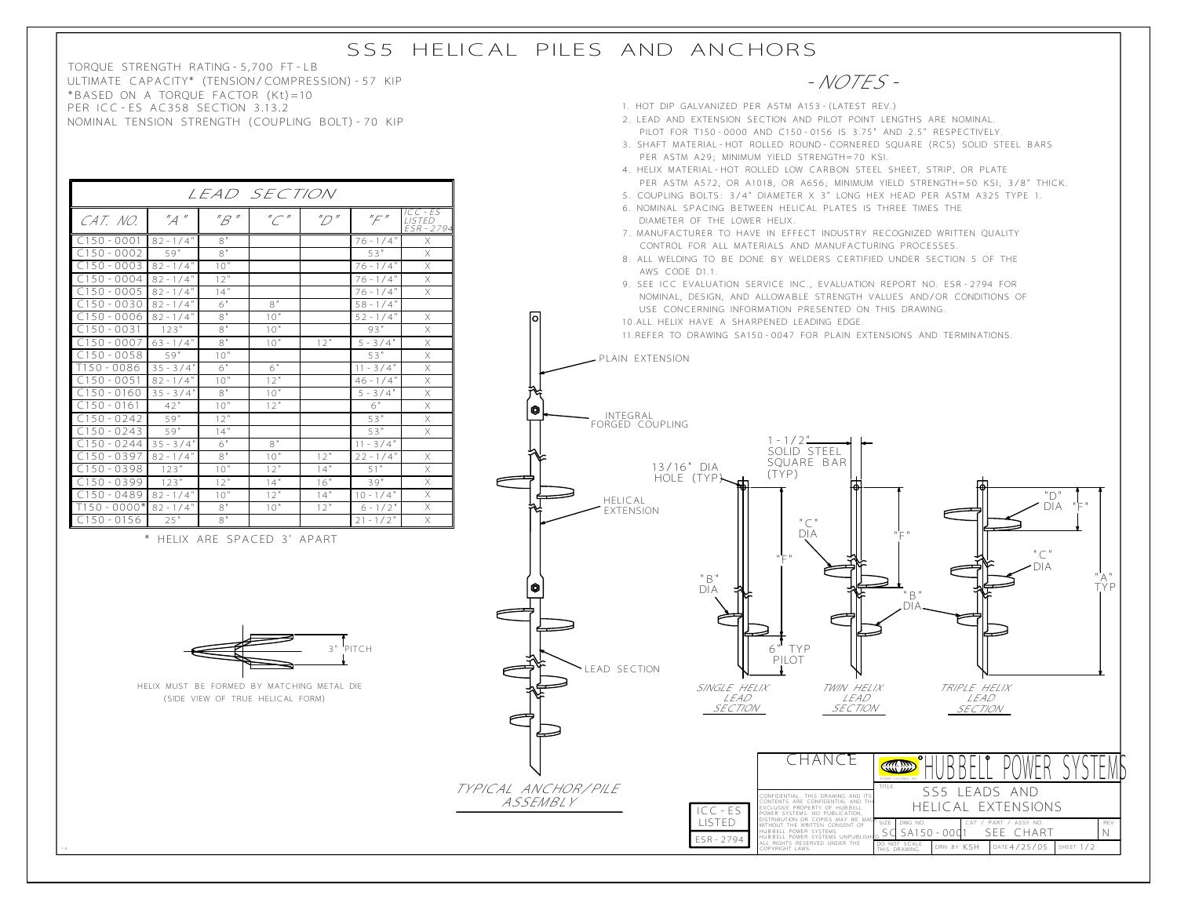# SS5 HELICAL PILES AND ANCHORS

TORQUE STRENGTH RATING - 5,700 FT - LB
ULTIMATE CAPACITY* (TENSION/COMPRESSION) - 57 KIP
*BASED ON A TORQUE FACTOR (Kt)=10
PER ICC - ES AC358 SECTION 3.13.2
NOMINAL TENSION STRENGTH (COUPLING BOLT) - 70 KIP

## LEAD SECTION

| CAT. NO. | "A" | "B" | "C" | "D" | "F" | ICC - ES LISTED ESR - 2794 |
|---|---|---|---|---|---|---|
| C150 - 0001 | 82 - 1/4" | 8" | | | 76 - 1/4" | X |
| C150 - 0002 | 59" | 8" | | | 53" | X |
| C150 - 0003 | 82 - 1/4" | 10" | | | 76 - 1/4" | X |
| C150 - 0004 | 82 - 1/4" | 12" | | | 76 - 1/4" | X |
| C150 - 0005 | 82 - 1/4" | 14" | | | 76 - 1/4" | X |
| C150 - 0030 | 82 - 1/4" | 6" | 8" | | 58 - 1/4" | |
| C150 - 0006 | 82 - 1/4" | 8" | 10" | | 52 - 1/4" | X |
| C150 - 0031 | 123" | 8" | 10" | | 93" | X |
| C150 - 0007 | 63 - 1/4" | 8" | 10" | 12" | 5 - 3/4" | X |
| C150 - 0058 | 59" | 10" | | | 53" | X |
| T150 - 0086 | 35 - 3/4" | 6" | 6" | | 11 - 3/4" | X |
| C150 - 0051 | 82 - 1/4" | 10" | 12" | | 46 - 1/4" | X |
| C150 - 0160 | 35 - 3/4" | 8" | 10" | | 5 - 3/4" | X |
| C150 - 0161 | 42" | 10" | 12" | | 6" | X |
| C150 - 0242 | 59" | 12" | | | 53" | X |
| C150 - 0243 | 59" | 14" | | | 53" | X |
| C150 - 0244 | 35 - 3/4" | 6" | 8" | | 11 - 3/4" | |
| C150 - 0397 | 82 - 1/4" | 8" | 10" | 12" | 22 - 1/4" | X |
| C150 - 0398 | 123" | 10" | 12" | 14" | 51" | X |
| C150 - 0399 | 123" | 12" | 14" | 16" | 39" | X |
| C150 - 0489 | 82 - 1/4" | 10" | 12" | 14" | 10 - 1/4" | X |
| T150 - 0000* | 82 - 1/4" | 8" | 10" | 12" | 6 - 1/2" | X |
| C150 - 0156 | 25" | 8" | | | 21 - 1/2" | X |

\* HELIX ARE SPACED 3' APART

3" PITCH

HELIX MUST BE FORMED BY MATCHING METAL DIE (SIDE VIEW OF TRUE HELICAL FORM)

## - NOTES -

1. HOT DIP GALVANIZED PER ASTM A153 - (LATEST REV.)
2. LEAD AND EXTENSION SECTION AND PILOT POINT LENGTHS ARE NOMINAL. PILOT FOR T150 - 0000 AND C150 - 0156 IS 3.75" AND 2.5" RESPECTIVELY.
3. SHAFT MATERIAL - HOT ROLLED ROUND - CORNERED SQUARE (RCS) SOLID STEEL BARS PER ASTM A29; MINIMUM YIELD STRENGTH=70 KSI.
4. HELIX MATERIAL - HOT ROLLED LOW CARBON STEEL SHEET, STRIP, OR PLATE PER ASTM A572, OR A1018, OR A656; MINIMUM YIELD STRENGTH=50 KSI; 3/8" THICK.
5. COUPLING BOLTS: 3/4" DIAMETER X 3" LONG HEX HEAD PER ASTM A325 TYPE 1.
6. NOMINAL SPACING BETWEEN HELICAL PLATES IS THREE TIMES THE DIAMETER OF THE LOWER HELIX.
7. MANUFACTURER TO HAVE IN EFFECT INDUSTRY RECOGNIZED WRITTEN QUALITY CONTROL FOR ALL MATERIALS AND MANUFACTURING PROCESSES.
8. ALL WELDING TO BE DONE BY WELDERS CERTIFIED UNDER SECTION 5 OF THE AWS CODE D1.1.
9. SEE ICC EVALUATION SERVICE INC., EVALUATION REPORT NO. ESR - 2794 FOR NOMINAL, DESIGN, AND ALLOWABLE STRENGTH VALUES AND/OR CONDITIONS OF USE CONCERNING INFORMATION PRESENTED ON THIS DRAWING.
10. ALL HELIX HAVE A SHARPENED LEADING EDGE.
11. REFER TO DRAWING SA150 - 0047 FOR PLAIN EXTENSIONS AND TERMINATIONS.

PLAIN EXTENSION
INTEGRAL FORGED COUPLING
HELICAL EXTENSION
LEAD SECTION

*TYPICAL ANCHOR/PILE ASSEMBLY*

1 - 1/2" SOLID STEEL SQUARE BAR (TYP)
13/16" DIA HOLE (TYP)
"B" DIA
"C" DIA
"D" DIA
"F"
"A" TYP
6" TYP PILOT

*SINGLE HELIX LEAD SECTION*
*TWIN HELIX LEAD SECTION*
*TRIPLE HELIX LEAD SECTION*

CHANCE
HUBBELL POWER SYSTEMS

ICC - ES LISTED ESR - 2794

CONFIDENTIAL, THIS DRAWING AND ITS CONTENTS ARE CONFIDENTIAL AND THE EXCLUSIVE PROPERTY OF HUBBELL POWER SYSTEMS. NO PUBLICATION, DISTRIBUTION OR COPIES MAY BE MADE WITHOUT THE WRITTEN CONSENT OF HUBBELL POWER SYSTEMS. HUBBELL POWER SYSTEMS UNPUBLISHED ALL RIGHTS RESERVED UNDER THE COPYRIGHT LAWS.

TITLE: SS5 LEADS AND HELICAL EXTENSIONS

SIZE: SC | DWG NO.: SA150 - 0001 | CAT / PART / ASSY NO.: SEE CHART | REV: N

DO NOT SCALE THIS DRAWING | DRN BY KSH | DATE 4/25/05 | SHEET 1/2